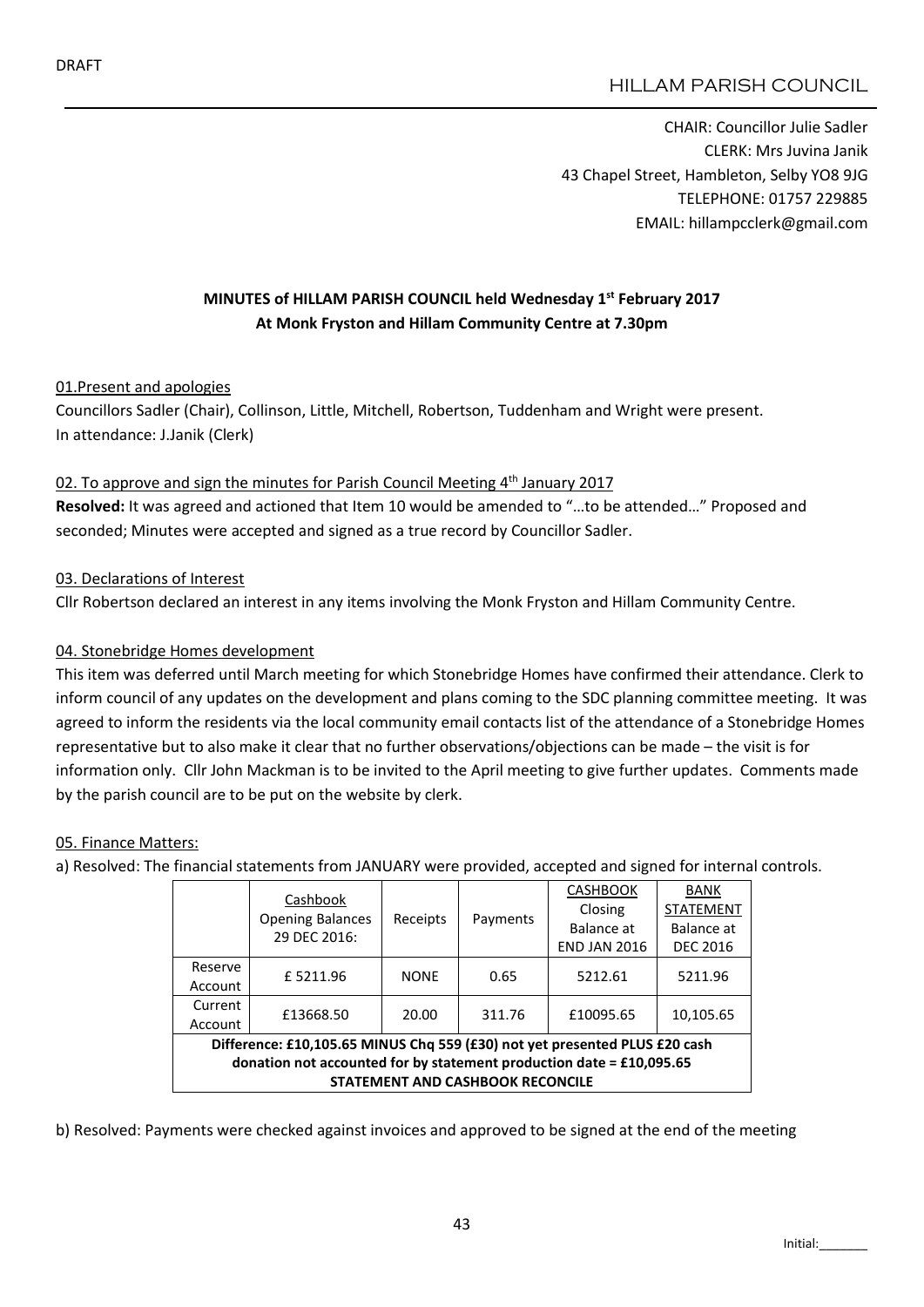DRAFT

HILLAM PARISH COUNCIL

CHAIR: Councillor Julie Sadler
CLERK: Mrs Juvina Janik
43 Chapel Street, Hambleton, Selby YO8 9JG
TELEPHONE: 01757 229885
EMAIL: hillampcclerk@gmail.com

**MINUTES of HILLAM PARISH COUNCIL held Wednesday 1st February 2017**
**At Monk Fryston and Hillam Community Centre at 7.30pm**

01.Present and apologies

Councillors Sadler (Chair), Collinson, Little, Mitchell, Robertson, Tuddenham and Wright were present.
In attendance: J.Janik (Clerk)

02. To approve and sign the minutes for Parish Council Meeting 4th January 2017

**Resolved:** It was agreed and actioned that Item 10 would be amended to "…to be attended…" Proposed and seconded; Minutes were accepted and signed as a true record by Councillor Sadler.

03. Declarations of Interest

Cllr Robertson declared an interest in any items involving the Monk Fryston and Hillam Community Centre.

04. Stonebridge Homes development

This item was deferred until March meeting for which Stonebridge Homes have confirmed their attendance. Clerk to inform council of any updates on the development and plans coming to the SDC planning committee meeting. It was agreed to inform the residents via the local community email contacts list of the attendance of a Stonebridge Homes representative but to also make it clear that no further observations/objections can be made – the visit is for information only. Cllr John Mackman is to be invited to the April meeting to give further updates. Comments made by the parish council are to be put on the website by clerk.

05. Finance Matters:

a) Resolved: The financial statements from JANUARY were provided, accepted and signed for internal controls.

| | Cashbook Opening Balances 29 DEC 2016: | Receipts | Payments | CASHBOOK Closing Balance at END JAN 2016 | BANK STATEMENT Balance at DEC 2016 |
|---|---|---|---|---|---|
| Reserve Account | £ 5211.96 | NONE | 0.65 | 5212.61 | 5211.96 |
| Current Account | £13668.50 | 20.00 | 311.76 | £10095.65 | 10,105.65 |
| **Difference: £10,105.65 MINUS Chq 559 (£30) not yet presented PLUS £20 cash donation not accounted for by statement production date = £10,095.65 STATEMENT AND CASHBOOK RECONCILE** | | | | | |

b) Resolved: Payments were checked against invoices and approved to be signed at the end of the meeting

Initial:_______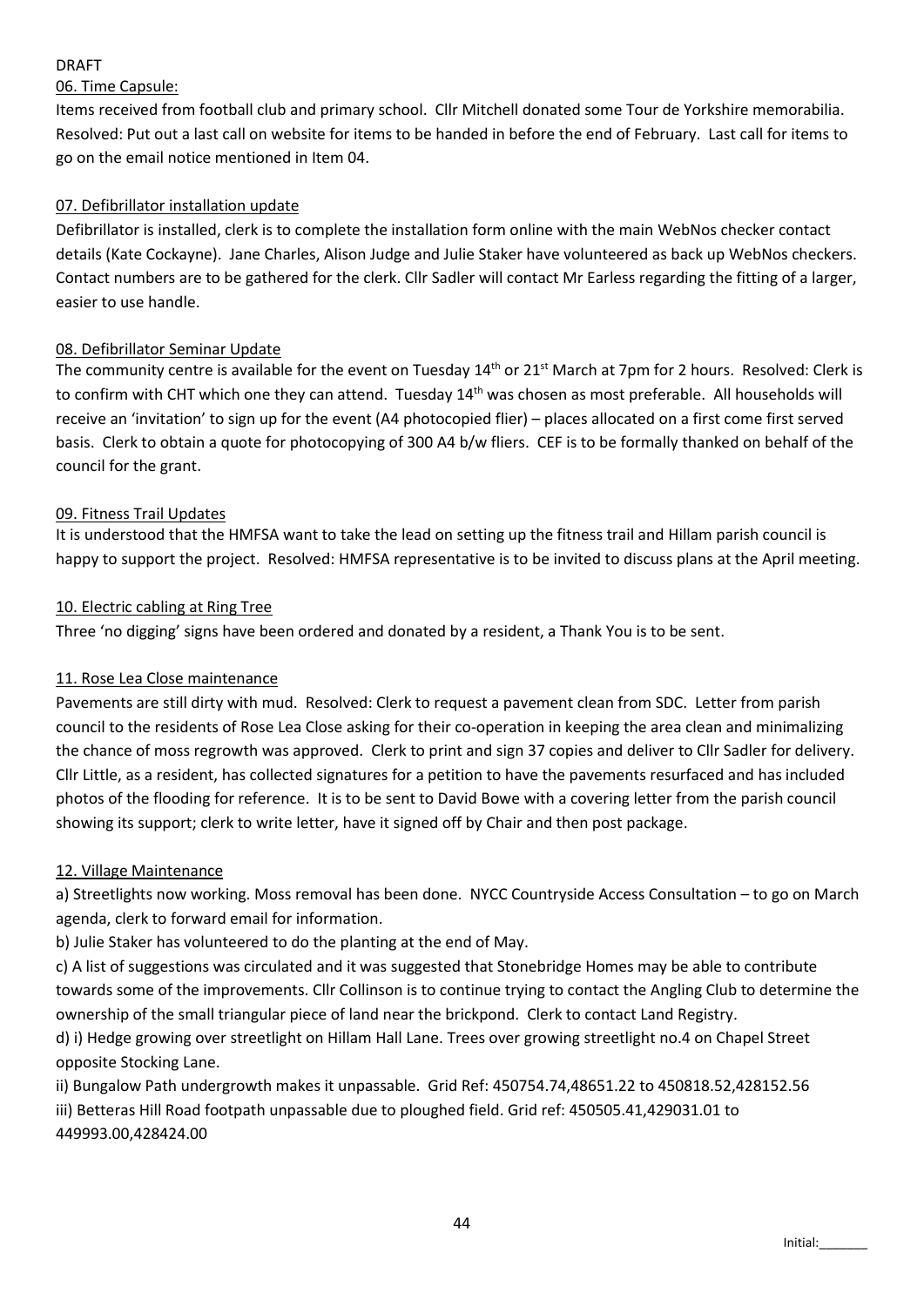DRAFT

06. Time Capsule:

Items received from football club and primary school. Cllr Mitchell donated some Tour de Yorkshire memorabilia. Resolved: Put out a last call on website for items to be handed in before the end of February. Last call for items to go on the email notice mentioned in Item 04.

07. Defibrillator installation update

Defibrillator is installed, clerk is to complete the installation form online with the main WebNos checker contact details (Kate Cockayne). Jane Charles, Alison Judge and Julie Staker have volunteered as back up WebNos checkers. Contact numbers are to be gathered for the clerk. Cllr Sadler will contact Mr Earless regarding the fitting of a larger, easier to use handle.

08. Defibrillator Seminar Update

The community centre is available for the event on Tuesday 14th or 21st March at 7pm for 2 hours. Resolved: Clerk is to confirm with CHT which one they can attend. Tuesday 14th was chosen as most preferable. All households will receive an 'invitation' to sign up for the event (A4 photocopied flier) – places allocated on a first come first served basis. Clerk to obtain a quote for photocopying of 300 A4 b/w fliers. CEF is to be formally thanked on behalf of the council for the grant.

09. Fitness Trail Updates

It is understood that the HMFSA want to take the lead on setting up the fitness trail and Hillam parish council is happy to support the project. Resolved: HMFSA representative is to be invited to discuss plans at the April meeting.

10. Electric cabling at Ring Tree

Three 'no digging' signs have been ordered and donated by a resident, a Thank You is to be sent.

11. Rose Lea Close maintenance

Pavements are still dirty with mud. Resolved: Clerk to request a pavement clean from SDC. Letter from parish council to the residents of Rose Lea Close asking for their co-operation in keeping the area clean and minimalizing the chance of moss regrowth was approved. Clerk to print and sign 37 copies and deliver to Cllr Sadler for delivery. Cllr Little, as a resident, has collected signatures for a petition to have the pavements resurfaced and has included photos of the flooding for reference. It is to be sent to David Bowe with a covering letter from the parish council showing its support; clerk to write letter, have it signed off by Chair and then post package.

12. Village Maintenance

a) Streetlights now working. Moss removal has been done. NYCC Countryside Access Consultation – to go on March agenda, clerk to forward email for information.

b) Julie Staker has volunteered to do the planting at the end of May.

c) A list of suggestions was circulated and it was suggested that Stonebridge Homes may be able to contribute towards some of the improvements. Cllr Collinson is to continue trying to contact the Angling Club to determine the ownership of the small triangular piece of land near the brickpond. Clerk to contact Land Registry.

d) i) Hedge growing over streetlight on Hillam Hall Lane. Trees over growing streetlight no.4 on Chapel Street opposite Stocking Lane.

ii) Bungalow Path undergrowth makes it unpassable. Grid Ref: 450754.74,48651.22 to 450818.52,428152.56

iii) Betteras Hill Road footpath unpassable due to ploughed field. Grid ref: 450505.41,429031.01 to 449993.00,428424.00

Initial:_______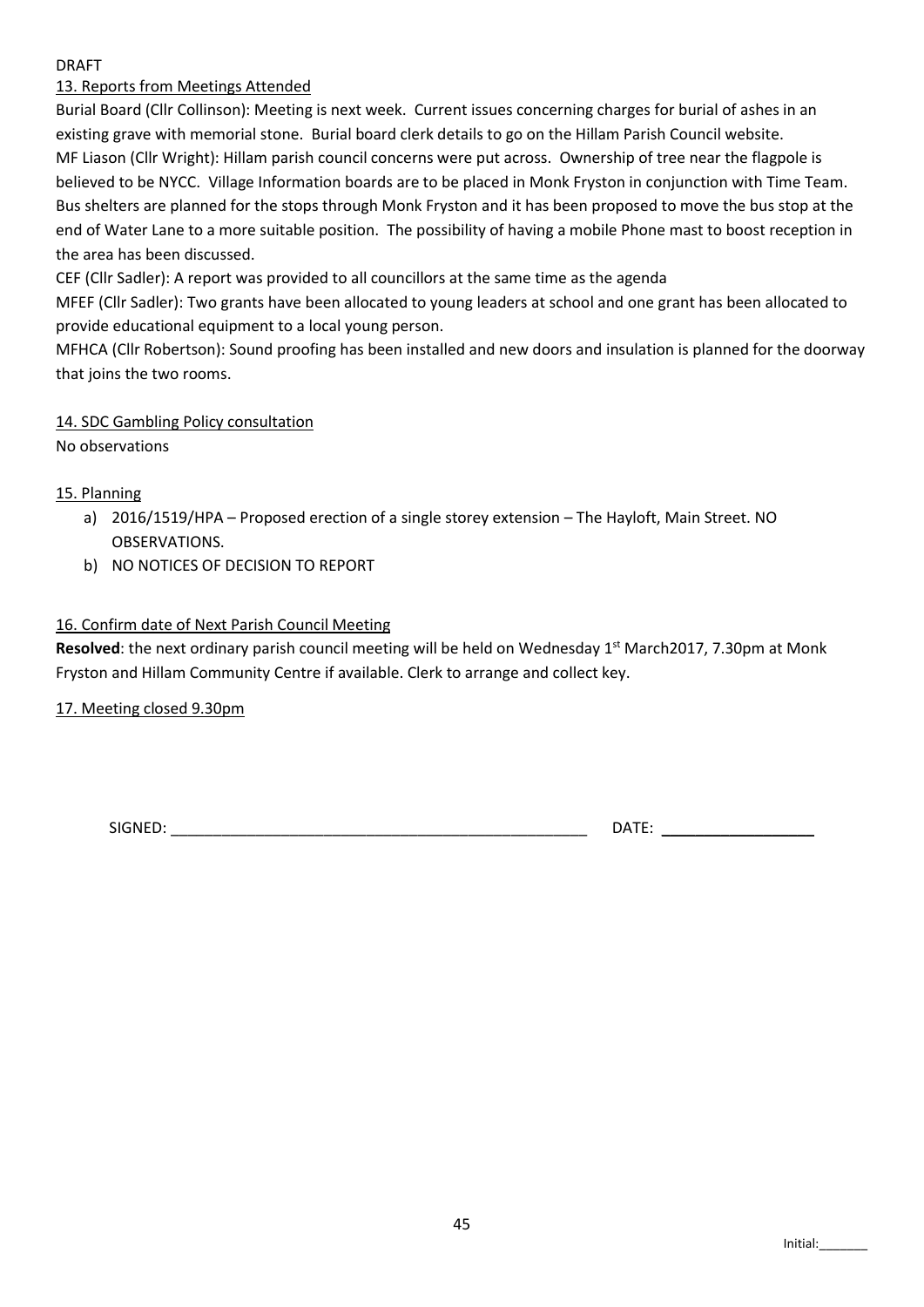DRAFT

13. Reports from Meetings Attended

Burial Board (Cllr Collinson): Meeting is next week. Current issues concerning charges for burial of ashes in an existing grave with memorial stone. Burial board clerk details to go on the Hillam Parish Council website.

MF Liason (Cllr Wright): Hillam parish council concerns were put across. Ownership of tree near the flagpole is believed to be NYCC. Village Information boards are to be placed in Monk Fryston in conjunction with Time Team. Bus shelters are planned for the stops through Monk Fryston and it has been proposed to move the bus stop at the end of Water Lane to a more suitable position. The possibility of having a mobile Phone mast to boost reception in the area has been discussed.

CEF (Cllr Sadler): A report was provided to all councillors at the same time as the agenda

MFEF (Cllr Sadler): Two grants have been allocated to young leaders at school and one grant has been allocated to provide educational equipment to a local young person.

MFHCA (Cllr Robertson): Sound proofing has been installed and new doors and insulation is planned for the doorway that joins the two rooms.

14. SDC Gambling Policy consultation

No observations

15. Planning

a) 2016/1519/HPA – Proposed erection of a single storey extension – The Hayloft, Main Street. NO OBSERVATIONS.
b) NO NOTICES OF DECISION TO REPORT

16. Confirm date of Next Parish Council Meeting

**Resolved**: the next ordinary parish council meeting will be held on Wednesday 1st March2017, 7.30pm at Monk Fryston and Hillam Community Centre if available. Clerk to arrange and collect key.

17. Meeting closed 9.30pm

SIGNED: ____________________________________________ DATE: ________________

Initial:______